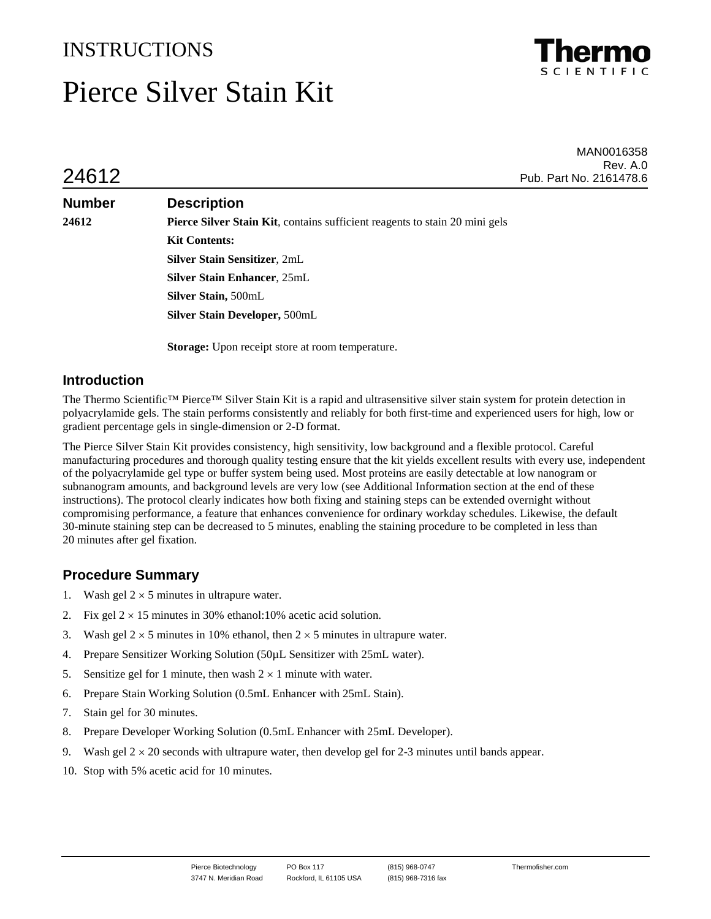# INSTRUCTIONS

# Pierce Silver Stain Kit

MAN0016358
Rev. A.0
Pub. Part No. 2161478.6

## 24612

| Number | Description |
|---|---|
| **24612** | **Pierce Silver Stain Kit**, contains sufficient reagents to stain 20 mini gels |
| | **Kit Contents:** |
| | **Silver Stain Sensitizer**, 2mL |
| | **Silver Stain Enhancer**, 25mL |
| | **Silver Stain,** 500mL |
| | **Silver Stain Developer,** 500mL |
| | **Storage:** Upon receipt store at room temperature. |

## Introduction

The Thermo Scientific™ Pierce™ Silver Stain Kit is a rapid and ultrasensitive silver stain system for protein detection in polyacrylamide gels. The stain performs consistently and reliably for both first-time and experienced users for high, low or gradient percentage gels in single-dimension or 2-D format.

The Pierce Silver Stain Kit provides consistency, high sensitivity, low background and a flexible protocol. Careful manufacturing procedures and thorough quality testing ensure that the kit yields excellent results with every use, independent of the polyacrylamide gel type or buffer system being used. Most proteins are easily detectable at low nanogram or subnanogram amounts, and background levels are very low (see Additional Information section at the end of these instructions). The protocol clearly indicates how both fixing and staining steps can be extended overnight without compromising performance, a feature that enhances convenience for ordinary workday schedules. Likewise, the default 30-minute staining step can be decreased to 5 minutes, enabling the staining procedure to be completed in less than 20 minutes after gel fixation.

## Procedure Summary

1. Wash gel $2 \times 5$ minutes in ultrapure water.
2. Fix gel $2 \times 15$ minutes in 30% ethanol:10% acetic acid solution.
3. Wash gel $2 \times 5$ minutes in 10% ethanol, then $2 \times 5$ minutes in ultrapure water.
4. Prepare Sensitizer Working Solution (50µL Sensitizer with 25mL water).
5. Sensitize gel for 1 minute, then wash $2 \times 1$ minute with water.
6. Prepare Stain Working Solution (0.5mL Enhancer with 25mL Stain).
7. Stain gel for 30 minutes.
8. Prepare Developer Working Solution (0.5mL Enhancer with 25mL Developer).
9. Wash gel $2 \times 20$ seconds with ultrapure water, then develop gel for 2-3 minutes until bands appear.
10. Stop with 5% acetic acid for 10 minutes.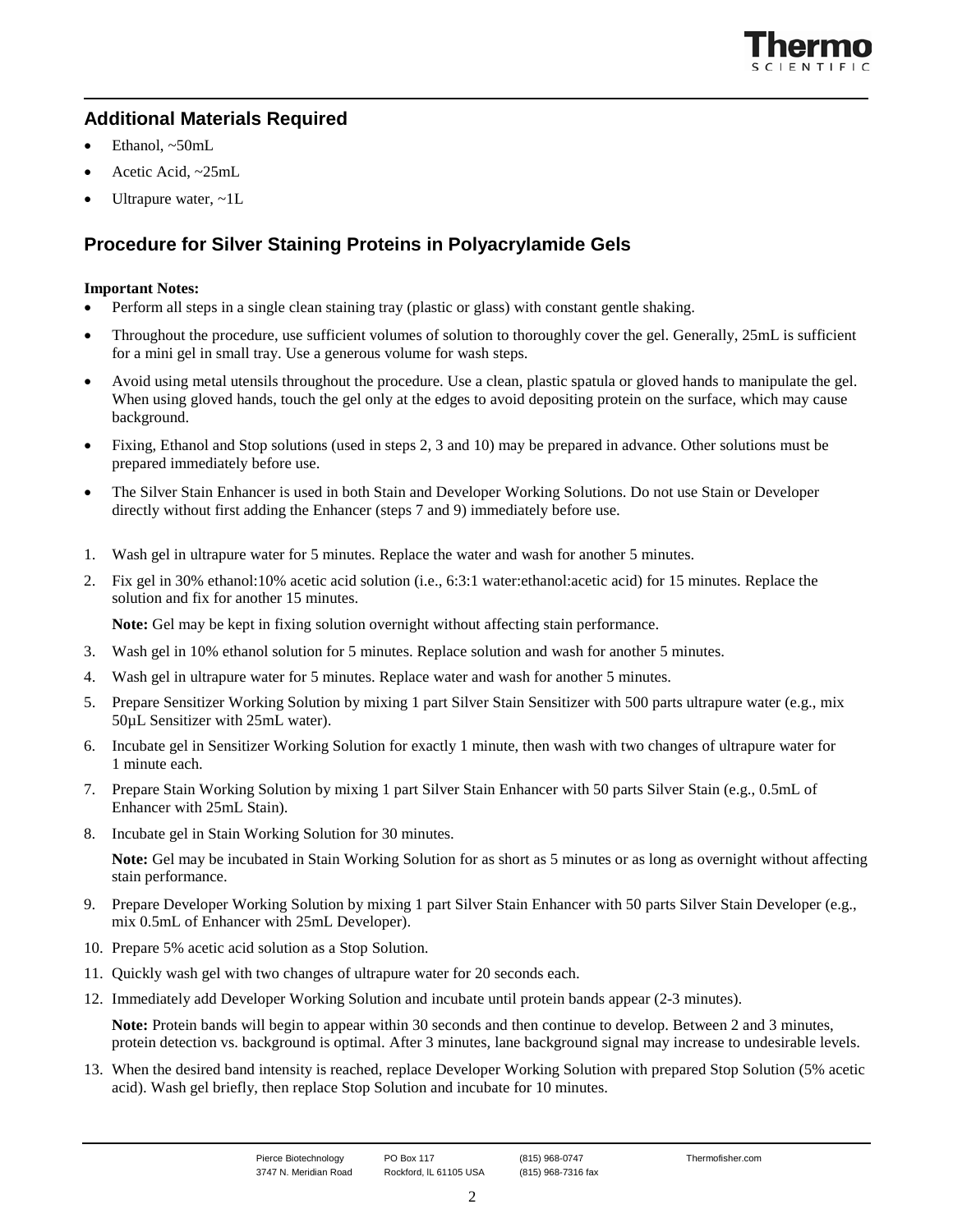## Additional Materials Required

- Ethanol, ~50mL
- Acetic Acid, ~25mL
- Ultrapure water, ~1L

## Procedure for Silver Staining Proteins in Polyacrylamide Gels

**Important Notes:**

- Perform all steps in a single clean staining tray (plastic or glass) with constant gentle shaking.
- Throughout the procedure, use sufficient volumes of solution to thoroughly cover the gel. Generally, 25mL is sufficient for a mini gel in small tray. Use a generous volume for wash steps.
- Avoid using metal utensils throughout the procedure. Use a clean, plastic spatula or gloved hands to manipulate the gel. When using gloved hands, touch the gel only at the edges to avoid depositing protein on the surface, which may cause background.
- Fixing, Ethanol and Stop solutions (used in steps 2, 3 and 10) may be prepared in advance. Other solutions must be prepared immediately before use.
- The Silver Stain Enhancer is used in both Stain and Developer Working Solutions. Do not use Stain or Developer directly without first adding the Enhancer (steps 7 and 9) immediately before use.

1. Wash gel in ultrapure water for 5 minutes. Replace the water and wash for another 5 minutes.
2. Fix gel in 30% ethanol:10% acetic acid solution (i.e., 6:3:1 water:ethanol:acetic acid) for 15 minutes. Replace the solution and fix for another 15 minutes.

   **Note:** Gel may be kept in fixing solution overnight without affecting stain performance.
3. Wash gel in 10% ethanol solution for 5 minutes. Replace solution and wash for another 5 minutes.
4. Wash gel in ultrapure water for 5 minutes. Replace water and wash for another 5 minutes.
5. Prepare Sensitizer Working Solution by mixing 1 part Silver Stain Sensitizer with 500 parts ultrapure water (e.g., mix 50µL Sensitizer with 25mL water).
6. Incubate gel in Sensitizer Working Solution for exactly 1 minute, then wash with two changes of ultrapure water for 1 minute each.
7. Prepare Stain Working Solution by mixing 1 part Silver Stain Enhancer with 50 parts Silver Stain (e.g., 0.5mL of Enhancer with 25mL Stain).
8. Incubate gel in Stain Working Solution for 30 minutes.

   **Note:** Gel may be incubated in Stain Working Solution for as short as 5 minutes or as long as overnight without affecting stain performance.
9. Prepare Developer Working Solution by mixing 1 part Silver Stain Enhancer with 50 parts Silver Stain Developer (e.g., mix 0.5mL of Enhancer with 25mL Developer).
10. Prepare 5% acetic acid solution as a Stop Solution.
11. Quickly wash gel with two changes of ultrapure water for 20 seconds each.
12. Immediately add Developer Working Solution and incubate until protein bands appear (2-3 minutes).

    **Note:** Protein bands will begin to appear within 30 seconds and then continue to develop. Between 2 and 3 minutes, protein detection vs. background is optimal. After 3 minutes, lane background signal may increase to undesirable levels.
13. When the desired band intensity is reached, replace Developer Working Solution with prepared Stop Solution (5% acetic acid). Wash gel briefly, then replace Stop Solution and incubate for 10 minutes.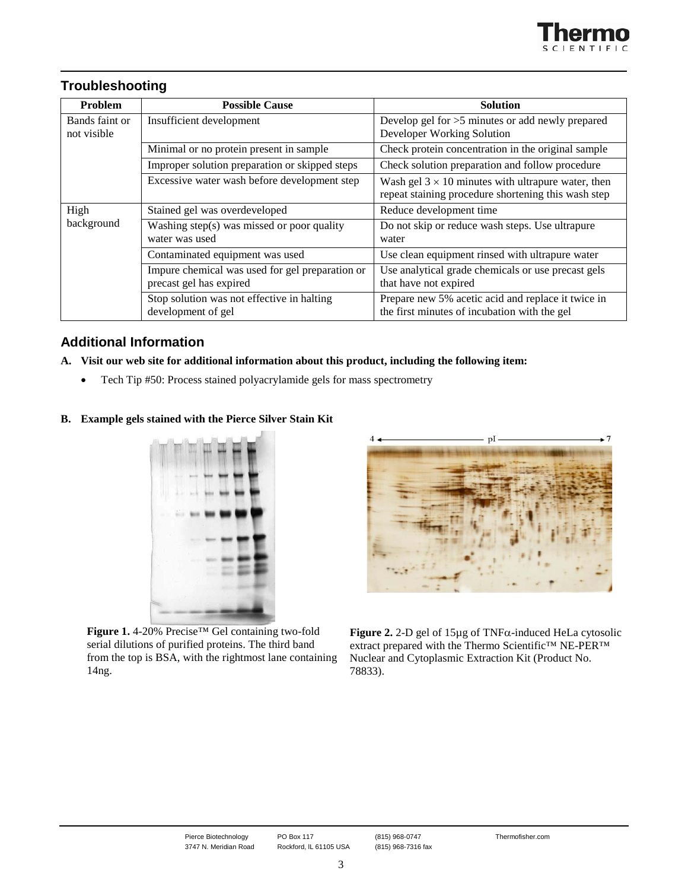## Troubleshooting

| Problem | Possible Cause | Solution |
|---|---|---|
| Bands faint or not visible | Insufficient development | Develop gel for >5 minutes or add newly prepared Developer Working Solution |
| | Minimal or no protein present in sample | Check protein concentration in the original sample |
| | Improper solution preparation or skipped steps | Check solution preparation and follow procedure |
| | Excessive water wash before development step | Wash gel $3 \times 10$ minutes with ultrapure water, then repeat staining procedure shortening this wash step |
| High background | Stained gel was overdeveloped | Reduce development time |
| | Washing step(s) was missed or poor quality water was used | Do not skip or reduce wash steps. Use ultrapure water |
| | Contaminated equipment was used | Use clean equipment rinsed with ultrapure water |
| | Impure chemical was used for gel preparation or precast gel has expired | Use analytical grade chemicals or use precast gels that have not expired |
| | Stop solution was not effective in halting development of gel | Prepare new 5% acetic acid and replace it twice in the first minutes of incubation with the gel |

## Additional Information

**A. Visit our web site for additional information about this product, including the following item:**

- Tech Tip #50: Process stained polyacrylamide gels for mass spectrometry

**B. Example gels stained with the Pierce Silver Stain Kit**

**Figure 1.** 4-20% Precise™ Gel containing two-fold serial dilutions of purified proteins. The third band from the top is BSA, with the rightmost lane containing 14ng.

4 ← pI → 7

**Figure 2.** 2-D gel of 15µg of TNFα-induced HeLa cytosolic extract prepared with the Thermo Scientific™ NE-PER™ Nuclear and Cytoplasmic Extraction Kit (Product No. 78833).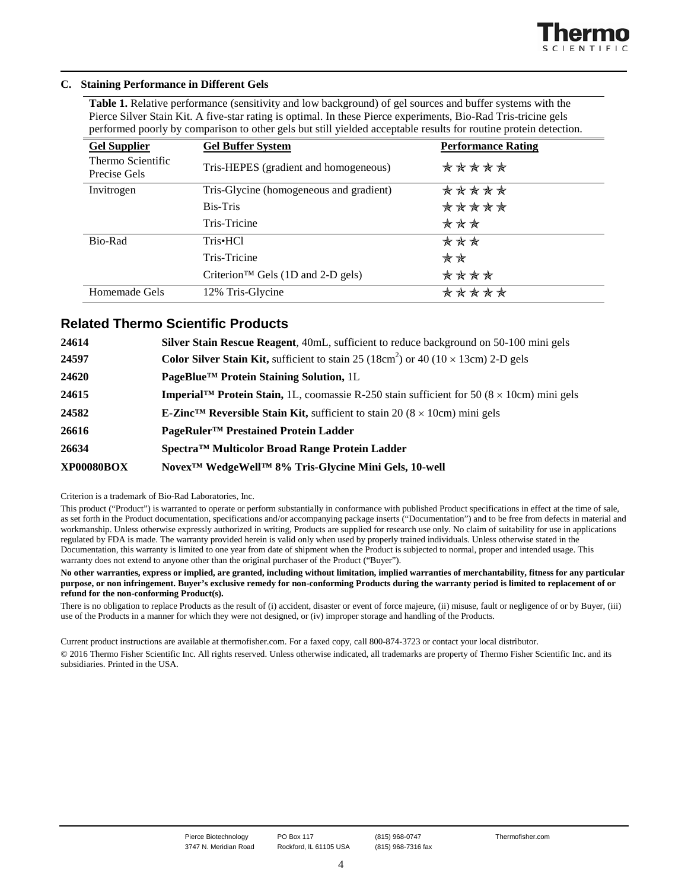### C. Staining Performance in Different Gels

**Table 1.** Relative performance (sensitivity and low background) of gel sources and buffer systems with the Pierce Silver Stain Kit. A five-star rating is optimal. In these Pierce experiments, Bio-Rad Tris-tricine gels performed poorly by comparison to other gels but still yielded acceptable results for routine protein detection.

| Gel Supplier | Gel Buffer System | Performance Rating |
|---|---|---|
| Thermo Scientific Precise Gels | Tris-HEPES (gradient and homogeneous) | ★★★★★ |
| Invitrogen | Tris-Glycine (homogeneous and gradient) | ★★★★★ |
| | Bis-Tris | ★★★★★ |
| | Tris-Tricine | ★★★ |
| Bio-Rad | Tris•HCl | ★★★ |
| | Tris-Tricine | ★★ |
| | Criterion™ Gels (1D and 2-D gels) | ★★★★ |
| Homemade Gels | 12% Tris-Glycine | ★★★★★ |

## Related Thermo Scientific Products

| | |
|---|---|
| **24614** | **Silver Stain Rescue Reagent**, 40mL, sufficient to reduce background on 50-100 mini gels |
| **24597** | **Color Silver Stain Kit,** sufficient to stain 25 (18cm$^2$) or 40 (10 × 13cm) 2-D gels |
| **24620** | **PageBlue™ Protein Staining Solution,** 1L |
| **24615** | **Imperial™ Protein Stain,** 1L, coomassie R-250 stain sufficient for 50 (8 × 10cm) mini gels |
| **24582** | **E-Zinc™ Reversible Stain Kit,** sufficient to stain 20 (8 × 10cm) mini gels |
| **26616** | **PageRuler™ Prestained Protein Ladder** |
| **26634** | **Spectra™ Multicolor Broad Range Protein Ladder** |
| **XP00080BOX** | **Novex™ WedgeWell™ 8% Tris-Glycine Mini Gels, 10-well** |

Criterion is a trademark of Bio-Rad Laboratories, Inc.

This product ("Product") is warranted to operate or perform substantially in conformance with published Product specifications in effect at the time of sale, as set forth in the Product documentation, specifications and/or accompanying package inserts ("Documentation") and to be free from defects in material and workmanship. Unless otherwise expressly authorized in writing, Products are supplied for research use only. No claim of suitability for use in applications regulated by FDA is made. The warranty provided herein is valid only when used by properly trained individuals. Unless otherwise stated in the Documentation, this warranty is limited to one year from date of shipment when the Product is subjected to normal, proper and intended usage. This warranty does not extend to anyone other than the original purchaser of the Product ("Buyer").

**No other warranties, express or implied, are granted, including without limitation, implied warranties of merchantability, fitness for any particular purpose, or non infringement. Buyer's exclusive remedy for non-conforming Products during the warranty period is limited to replacement of or refund for the non-conforming Product(s).**

There is no obligation to replace Products as the result of (i) accident, disaster or event of force majeure, (ii) misuse, fault or negligence of or by Buyer, (iii) use of the Products in a manner for which they were not designed, or (iv) improper storage and handling of the Products.

Current product instructions are available at thermofisher.com. For a faxed copy, call 800-874-3723 or contact your local distributor.

© 2016 Thermo Fisher Scientific Inc. All rights reserved. Unless otherwise indicated, all trademarks are property of Thermo Fisher Scientific Inc. and its subsidiaries. Printed in the USA.